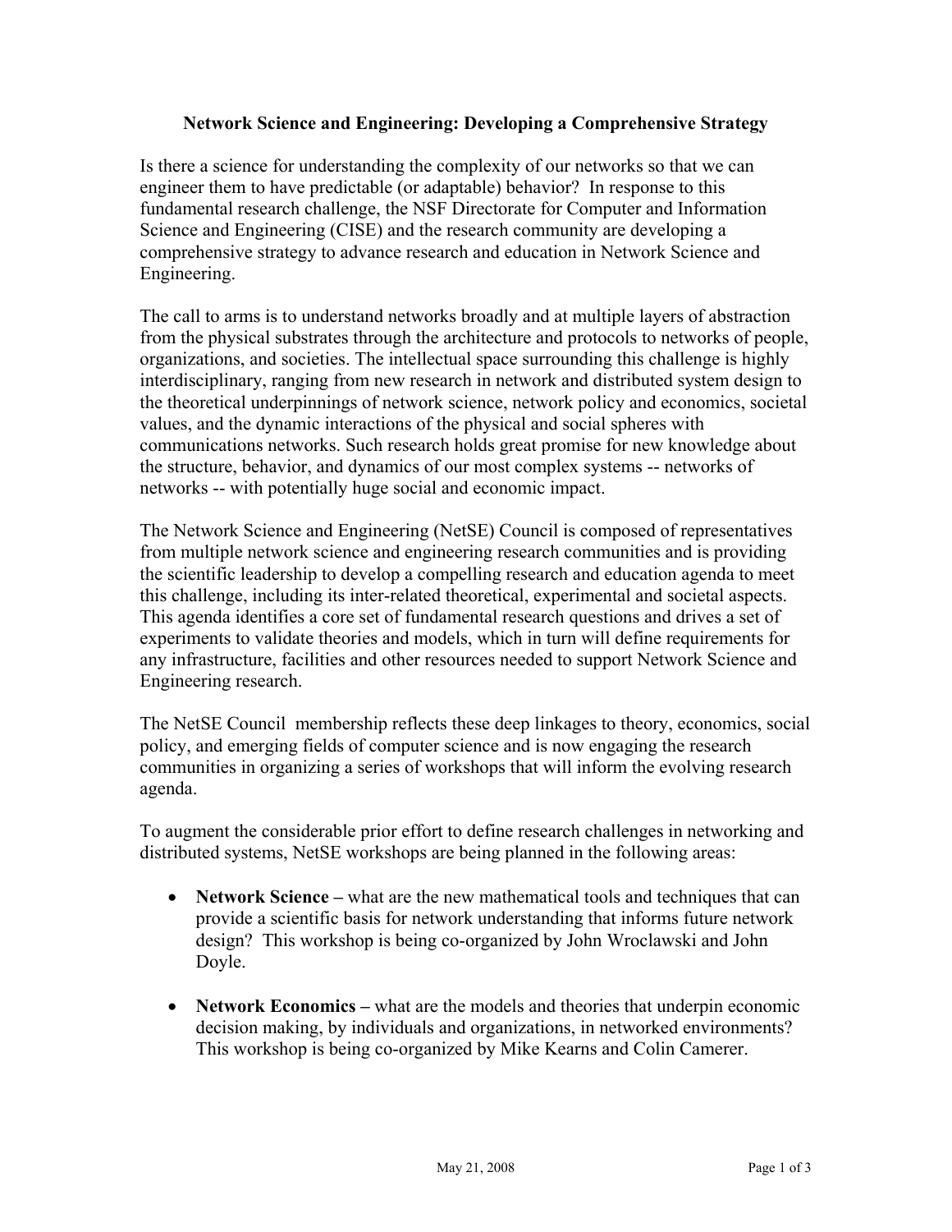# Network Science and Engineering: Developing a Comprehensive Strategy

Is there a science for understanding the complexity of our networks so that we can engineer them to have predictable (or adaptable) behavior? In response to this fundamental research challenge, the NSF Directorate for Computer and Information Science and Engineering (CISE) and the research community are developing a comprehensive strategy to advance research and education in Network Science and Engineering.

The call to arms is to understand networks broadly and at multiple layers of abstraction from the physical substrates through the architecture and protocols to networks of people, organizations, and societies. The intellectual space surrounding this challenge is highly interdisciplinary, ranging from new research in network and distributed system design to the theoretical underpinnings of network science, network policy and economics, societal values, and the dynamic interactions of the physical and social spheres with communications networks. Such research holds great promise for new knowledge about the structure, behavior, and dynamics of our most complex systems -- networks of networks -- with potentially huge social and economic impact.

The Network Science and Engineering (NetSE) Council is composed of representatives from multiple network science and engineering research communities and is providing the scientific leadership to develop a compelling research and education agenda to meet this challenge, including its inter-related theoretical, experimental and societal aspects. This agenda identifies a core set of fundamental research questions and drives a set of experiments to validate theories and models, which in turn will define requirements for any infrastructure, facilities and other resources needed to support Network Science and Engineering research.

The NetSE Council membership reflects these deep linkages to theory, economics, social policy, and emerging fields of computer science and is now engaging the research communities in organizing a series of workshops that will inform the evolving research agenda.

To augment the considerable prior effort to define research challenges in networking and distributed systems, NetSE workshops are being planned in the following areas:

- **Network Science –** what are the new mathematical tools and techniques that can provide a scientific basis for network understanding that informs future network design? This workshop is being co-organized by John Wroclawski and John Doyle.

- **Network Economics –** what are the models and theories that underpin economic decision making, by individuals and organizations, in networked environments? This workshop is being co-organized by Mike Kearns and Colin Camerer.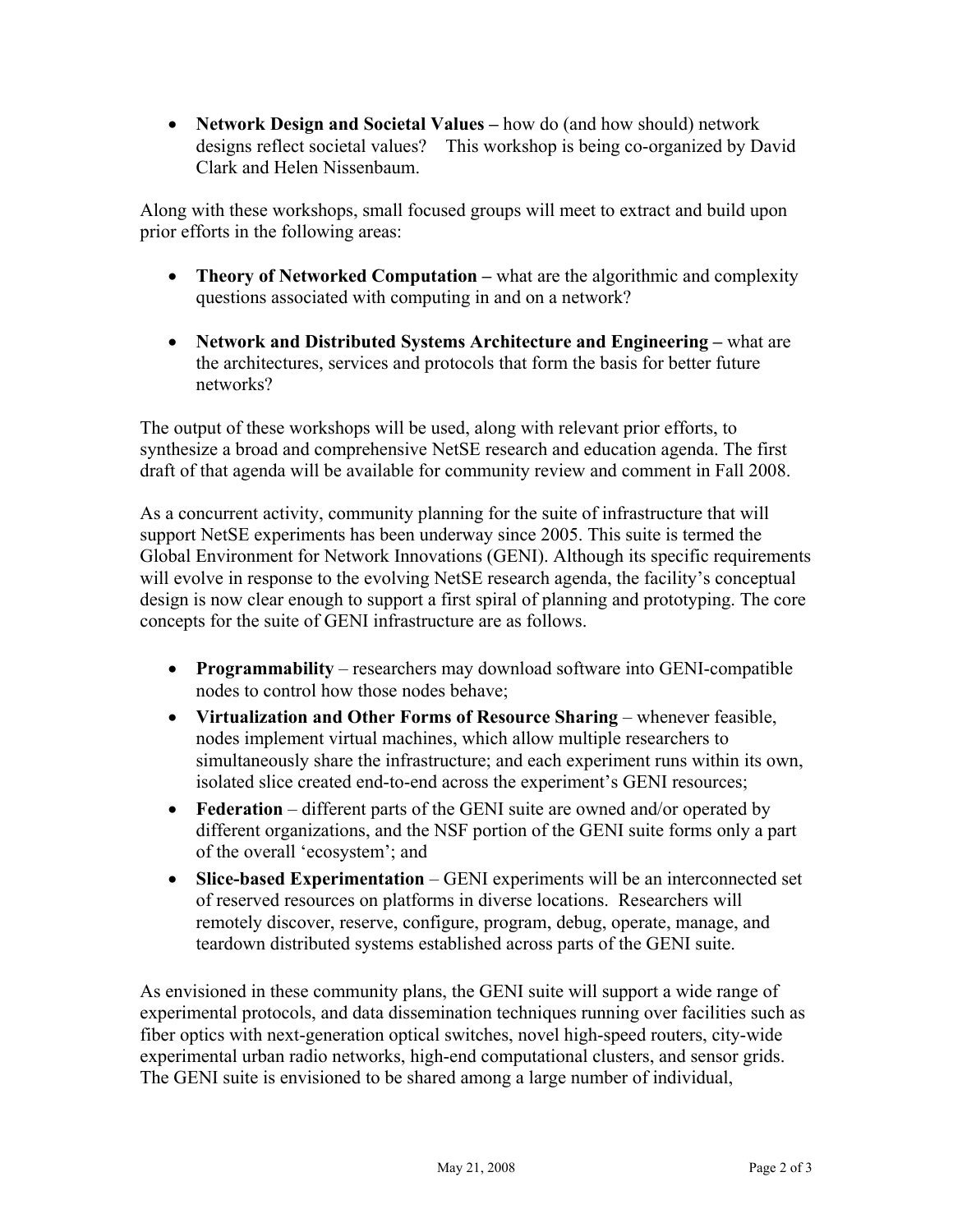- **Network Design and Societal Values –** how do (and how should) network designs reflect societal values? This workshop is being co-organized by David Clark and Helen Nissenbaum.

Along with these workshops, small focused groups will meet to extract and build upon prior efforts in the following areas:

- **Theory of Networked Computation –** what are the algorithmic and complexity questions associated with computing in and on a network?

- **Network and Distributed Systems Architecture and Engineering –** what are the architectures, services and protocols that form the basis for better future networks?

The output of these workshops will be used, along with relevant prior efforts, to synthesize a broad and comprehensive NetSE research and education agenda. The first draft of that agenda will be available for community review and comment in Fall 2008.

As a concurrent activity, community planning for the suite of infrastructure that will support NetSE experiments has been underway since 2005. This suite is termed the Global Environment for Network Innovations (GENI). Although its specific requirements will evolve in response to the evolving NetSE research agenda, the facility's conceptual design is now clear enough to support a first spiral of planning and prototyping. The core concepts for the suite of GENI infrastructure are as follows.

- **Programmability** – researchers may download software into GENI-compatible nodes to control how those nodes behave;
- **Virtualization and Other Forms of Resource Sharing** – whenever feasible, nodes implement virtual machines, which allow multiple researchers to simultaneously share the infrastructure; and each experiment runs within its own, isolated slice created end-to-end across the experiment's GENI resources;
- **Federation** – different parts of the GENI suite are owned and/or operated by different organizations, and the NSF portion of the GENI suite forms only a part of the overall 'ecosystem'; and
- **Slice-based Experimentation** – GENI experiments will be an interconnected set of reserved resources on platforms in diverse locations. Researchers will remotely discover, reserve, configure, program, debug, operate, manage, and teardown distributed systems established across parts of the GENI suite.

As envisioned in these community plans, the GENI suite will support a wide range of experimental protocols, and data dissemination techniques running over facilities such as fiber optics with next-generation optical switches, novel high-speed routers, city-wide experimental urban radio networks, high-end computational clusters, and sensor grids. The GENI suite is envisioned to be shared among a large number of individual,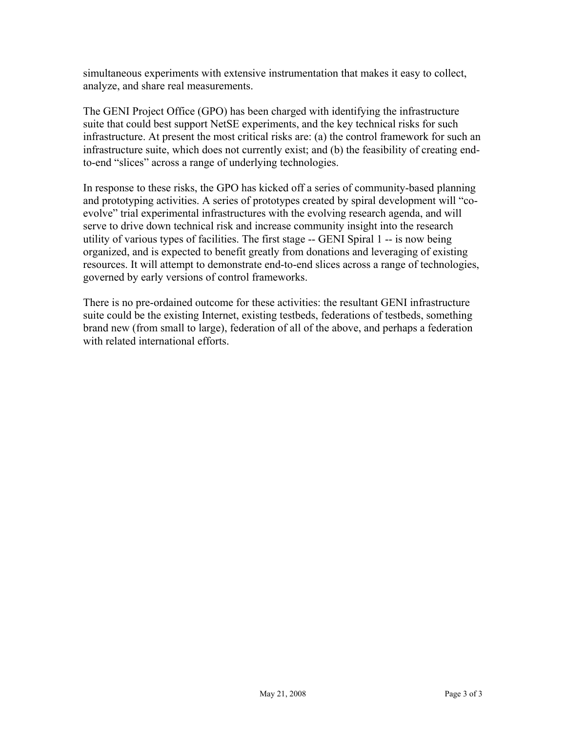simultaneous experiments with extensive instrumentation that makes it easy to collect, analyze, and share real measurements.

The GENI Project Office (GPO) has been charged with identifying the infrastructure suite that could best support NetSE experiments, and the key technical risks for such infrastructure. At present the most critical risks are: (a) the control framework for such an infrastructure suite, which does not currently exist; and (b) the feasibility of creating end-to-end "slices" across a range of underlying technologies.

In response to these risks, the GPO has kicked off a series of community-based planning and prototyping activities. A series of prototypes created by spiral development will "co-evolve" trial experimental infrastructures with the evolving research agenda, and will serve to drive down technical risk and increase community insight into the research utility of various types of facilities. The first stage -- GENI Spiral 1 -- is now being organized, and is expected to benefit greatly from donations and leveraging of existing resources. It will attempt to demonstrate end-to-end slices across a range of technologies, governed by early versions of control frameworks.

There is no pre-ordained outcome for these activities: the resultant GENI infrastructure suite could be the existing Internet, existing testbeds, federations of testbeds, something brand new (from small to large), federation of all of the above, and perhaps a federation with related international efforts.